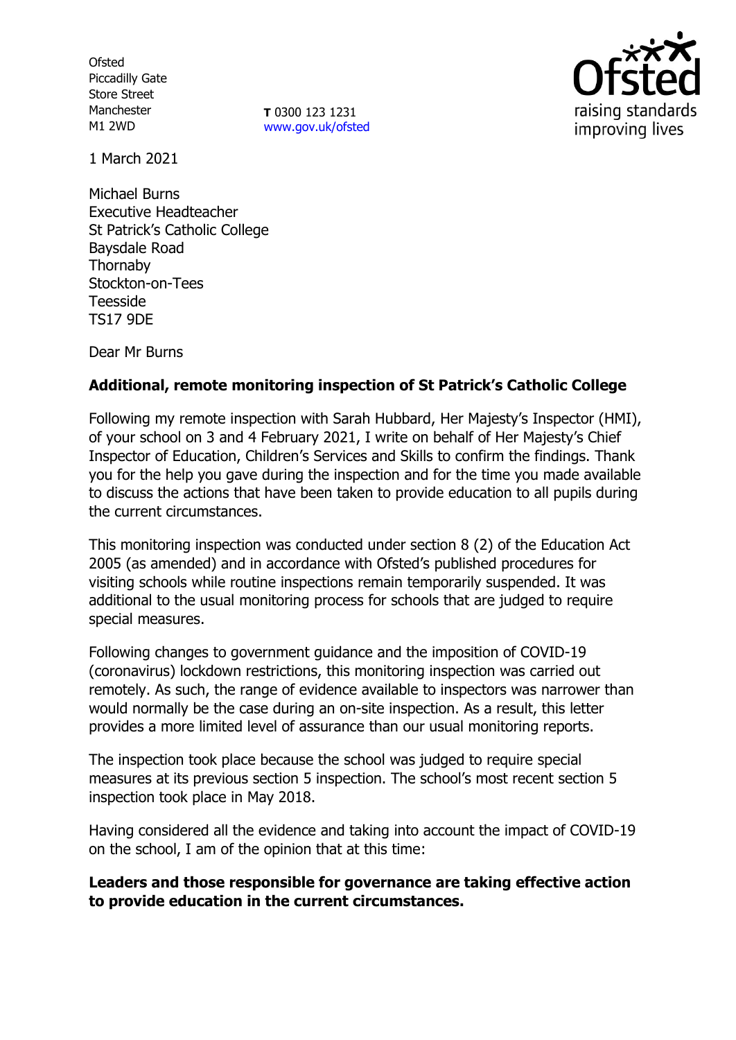Ofsted
Piccadilly Gate
Store Street
Manchester
M1 2WD

**T** 0300 123 1231
www.gov.uk/ofsted

1 March 2021

Michael Burns
Executive Headteacher
St Patrick's Catholic College
Baysdale Road
Thornaby
Stockton-on-Tees
Teesside
TS17 9DE

Dear Mr Burns

**Additional, remote monitoring inspection of St Patrick's Catholic College**

Following my remote inspection with Sarah Hubbard, Her Majesty's Inspector (HMI), of your school on 3 and 4 February 2021, I write on behalf of Her Majesty's Chief Inspector of Education, Children's Services and Skills to confirm the findings. Thank you for the help you gave during the inspection and for the time you made available to discuss the actions that have been taken to provide education to all pupils during the current circumstances.

This monitoring inspection was conducted under section 8 (2) of the Education Act 2005 (as amended) and in accordance with Ofsted's published procedures for visiting schools while routine inspections remain temporarily suspended. It was additional to the usual monitoring process for schools that are judged to require special measures.

Following changes to government guidance and the imposition of COVID-19 (coronavirus) lockdown restrictions, this monitoring inspection was carried out remotely. As such, the range of evidence available to inspectors was narrower than would normally be the case during an on-site inspection. As a result, this letter provides a more limited level of assurance than our usual monitoring reports.

The inspection took place because the school was judged to require special measures at its previous section 5 inspection. The school's most recent section 5 inspection took place in May 2018.

Having considered all the evidence and taking into account the impact of COVID-19 on the school, I am of the opinion that at this time:

**Leaders and those responsible for governance are taking effective action to provide education in the current circumstances.**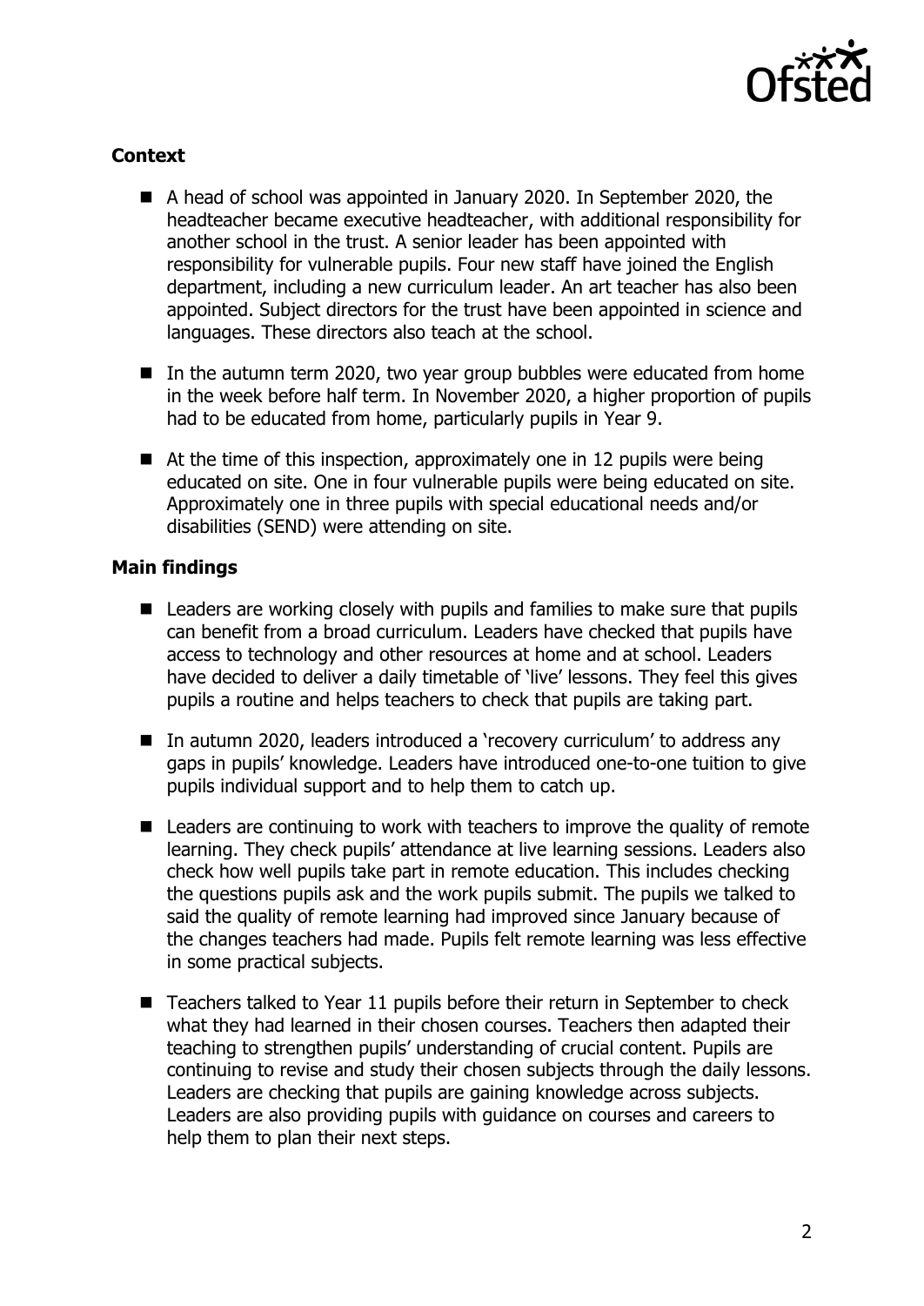## Context

- A head of school was appointed in January 2020. In September 2020, the headteacher became executive headteacher, with additional responsibility for another school in the trust. A senior leader has been appointed with responsibility for vulnerable pupils. Four new staff have joined the English department, including a new curriculum leader. An art teacher has also been appointed. Subject directors for the trust have been appointed in science and languages. These directors also teach at the school.

- In the autumn term 2020, two year group bubbles were educated from home in the week before half term. In November 2020, a higher proportion of pupils had to be educated from home, particularly pupils in Year 9.

- At the time of this inspection, approximately one in 12 pupils were being educated on site. One in four vulnerable pupils were being educated on site. Approximately one in three pupils with special educational needs and/or disabilities (SEND) were attending on site.

## Main findings

- Leaders are working closely with pupils and families to make sure that pupils can benefit from a broad curriculum. Leaders have checked that pupils have access to technology and other resources at home and at school. Leaders have decided to deliver a daily timetable of 'live' lessons. They feel this gives pupils a routine and helps teachers to check that pupils are taking part.

- In autumn 2020, leaders introduced a 'recovery curriculum' to address any gaps in pupils' knowledge. Leaders have introduced one-to-one tuition to give pupils individual support and to help them to catch up.

- Leaders are continuing to work with teachers to improve the quality of remote learning. They check pupils' attendance at live learning sessions. Leaders also check how well pupils take part in remote education. This includes checking the questions pupils ask and the work pupils submit. The pupils we talked to said the quality of remote learning had improved since January because of the changes teachers had made. Pupils felt remote learning was less effective in some practical subjects.

- Teachers talked to Year 11 pupils before their return in September to check what they had learned in their chosen courses. Teachers then adapted their teaching to strengthen pupils' understanding of crucial content. Pupils are continuing to revise and study their chosen subjects through the daily lessons. Leaders are checking that pupils are gaining knowledge across subjects. Leaders are also providing pupils with guidance on courses and careers to help them to plan their next steps.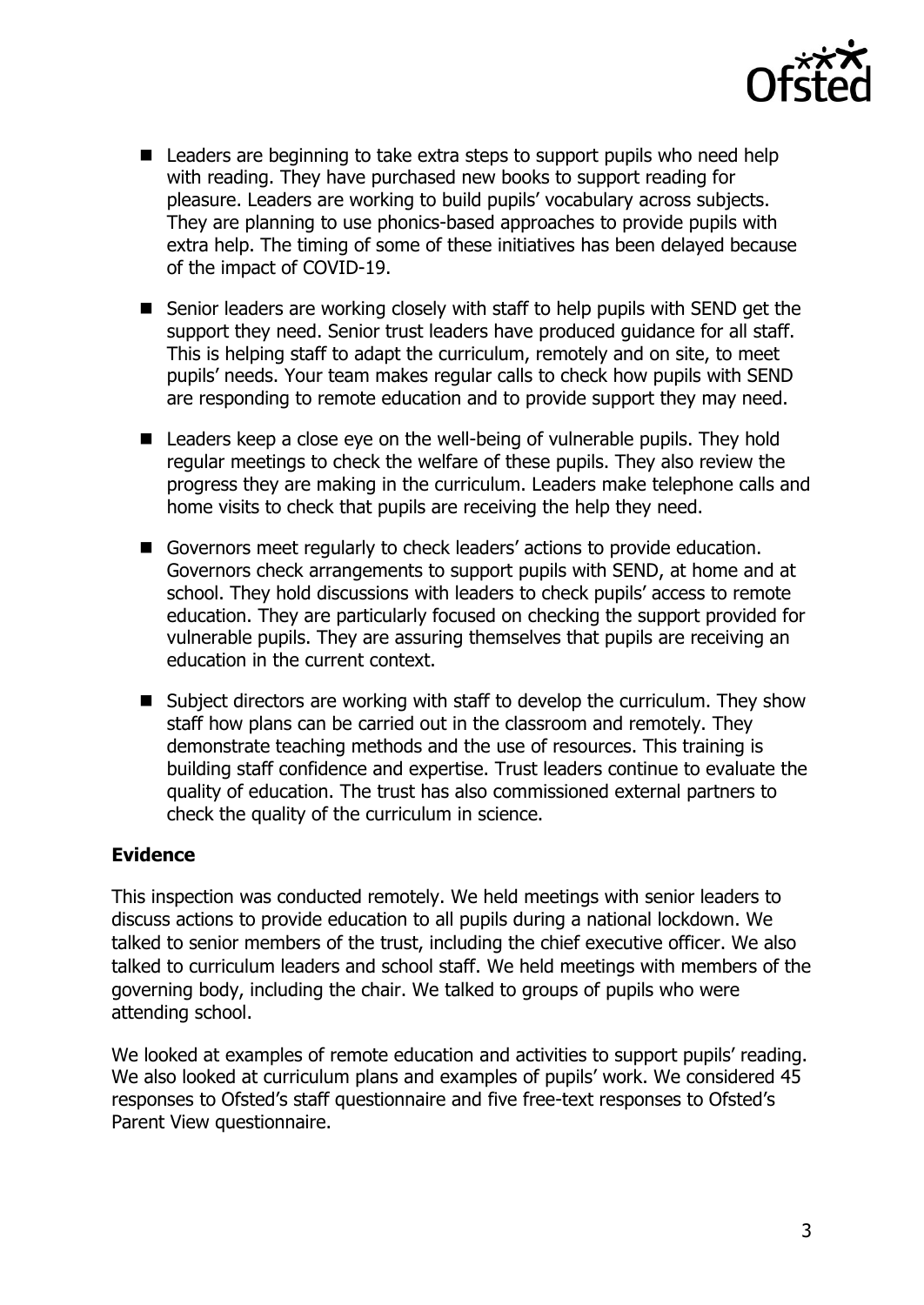- Leaders are beginning to take extra steps to support pupils who need help with reading. They have purchased new books to support reading for pleasure. Leaders are working to build pupils' vocabulary across subjects. They are planning to use phonics-based approaches to provide pupils with extra help. The timing of some of these initiatives has been delayed because of the impact of COVID-19.
- Senior leaders are working closely with staff to help pupils with SEND get the support they need. Senior trust leaders have produced guidance for all staff. This is helping staff to adapt the curriculum, remotely and on site, to meet pupils' needs. Your team makes regular calls to check how pupils with SEND are responding to remote education and to provide support they may need.
- Leaders keep a close eye on the well-being of vulnerable pupils. They hold regular meetings to check the welfare of these pupils. They also review the progress they are making in the curriculum. Leaders make telephone calls and home visits to check that pupils are receiving the help they need.
- Governors meet regularly to check leaders' actions to provide education. Governors check arrangements to support pupils with SEND, at home and at school. They hold discussions with leaders to check pupils' access to remote education. They are particularly focused on checking the support provided for vulnerable pupils. They are assuring themselves that pupils are receiving an education in the current context.
- Subject directors are working with staff to develop the curriculum. They show staff how plans can be carried out in the classroom and remotely. They demonstrate teaching methods and the use of resources. This training is building staff confidence and expertise. Trust leaders continue to evaluate the quality of education. The trust has also commissioned external partners to check the quality of the curriculum in science.

## Evidence

This inspection was conducted remotely. We held meetings with senior leaders to discuss actions to provide education to all pupils during a national lockdown. We talked to senior members of the trust, including the chief executive officer. We also talked to curriculum leaders and school staff. We held meetings with members of the governing body, including the chair. We talked to groups of pupils who were attending school.

We looked at examples of remote education and activities to support pupils' reading. We also looked at curriculum plans and examples of pupils' work. We considered 45 responses to Ofsted's staff questionnaire and five free-text responses to Ofsted's Parent View questionnaire.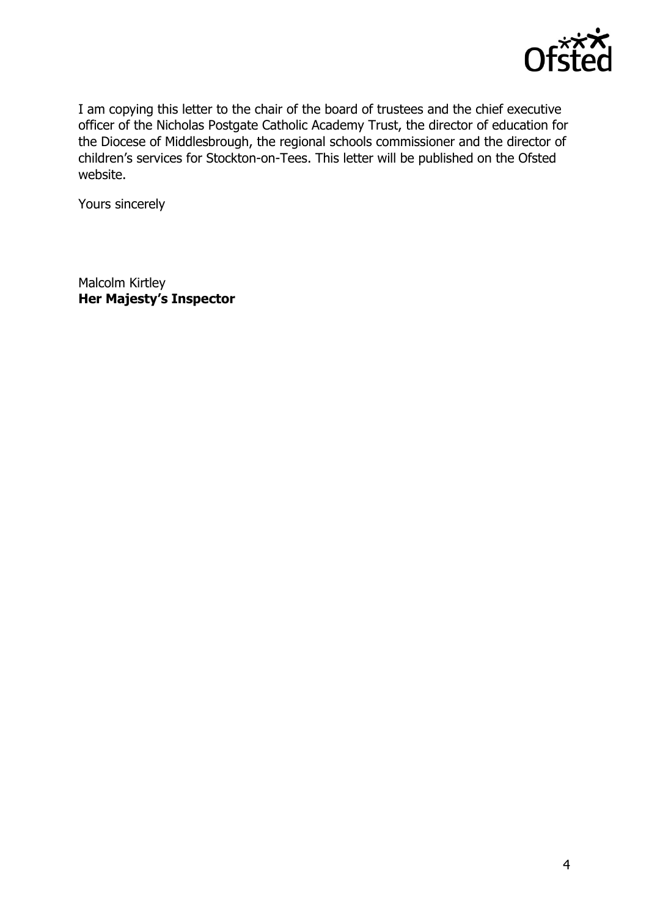I am copying this letter to the chair of the board of trustees and the chief executive officer of the Nicholas Postgate Catholic Academy Trust, the director of education for the Diocese of Middlesbrough, the regional schools commissioner and the director of children's services for Stockton-on-Tees. This letter will be published on the Ofsted website.

Yours sincerely

Malcolm Kirtley
**Her Majesty's Inspector**